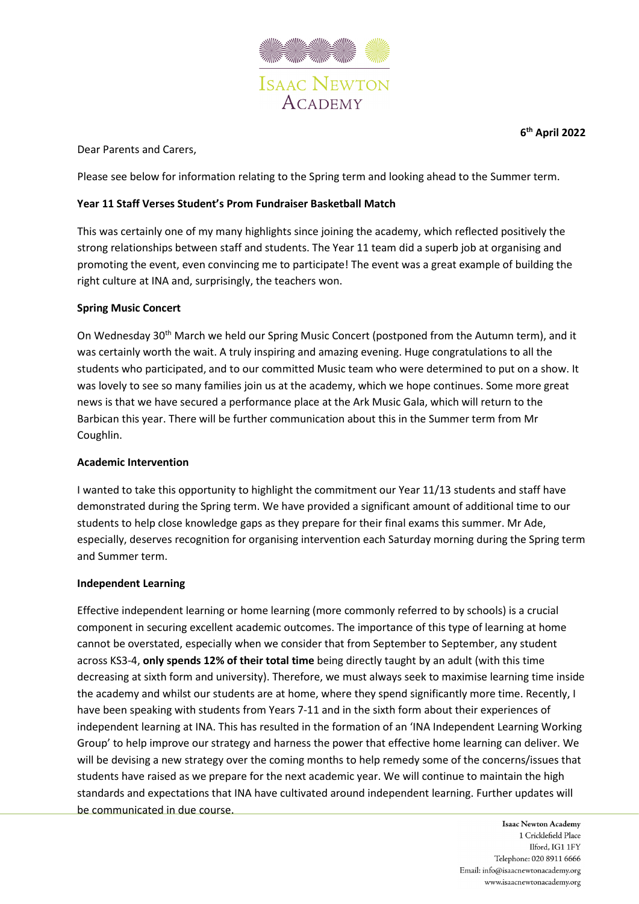# Isaac Newton Academy

**6th April 2022**

Dear Parents and Carers,

Please see below for information relating to the Spring term and looking ahead to the Summer term.

**Year 11 Staff Verses Student's Prom Fundraiser Basketball Match**

This was certainly one of my many highlights since joining the academy, which reflected positively the strong relationships between staff and students. The Year 11 team did a superb job at organising and promoting the event, even convincing me to participate! The event was a great example of building the right culture at INA and, surprisingly, the teachers won.

**Spring Music Concert**

On Wednesday 30th March we held our Spring Music Concert (postponed from the Autumn term), and it was certainly worth the wait. A truly inspiring and amazing evening. Huge congratulations to all the students who participated, and to our committed Music team who were determined to put on a show. It was lovely to see so many families join us at the academy, which we hope continues. Some more great news is that we have secured a performance place at the Ark Music Gala, which will return to the Barbican this year. There will be further communication about this in the Summer term from Mr Coughlin.

**Academic Intervention**

I wanted to take this opportunity to highlight the commitment our Year 11/13 students and staff have demonstrated during the Spring term. We have provided a significant amount of additional time to our students to help close knowledge gaps as they prepare for their final exams this summer. Mr Ade, especially, deserves recognition for organising intervention each Saturday morning during the Spring term and Summer term.

**Independent Learning**

Effective independent learning or home learning (more commonly referred to by schools) is a crucial component in securing excellent academic outcomes. The importance of this type of learning at home cannot be overstated, especially when we consider that from September to September, any student across KS3-4, **only spends 12% of their total time** being directly taught by an adult (with this time decreasing at sixth form and university). Therefore, we must always seek to maximise learning time inside the academy and whilst our students are at home, where they spend significantly more time. Recently, I have been speaking with students from Years 7-11 and in the sixth form about their experiences of independent learning at INA. This has resulted in the formation of an 'INA Independent Learning Working Group' to help improve our strategy and harness the power that effective home learning can deliver. We will be devising a new strategy over the coming months to help remedy some of the concerns/issues that students have raised as we prepare for the next academic year. We will continue to maintain the high standards and expectations that INA have cultivated around independent learning. Further updates will be communicated in due course.

Isaac Newton Academy
1 Cricklefield Place
Ilford, IG1 1FY
Telephone: 020 8911 6666
Email: info@isaacnewtonacademy.org
www.isaacnewtonacademy.org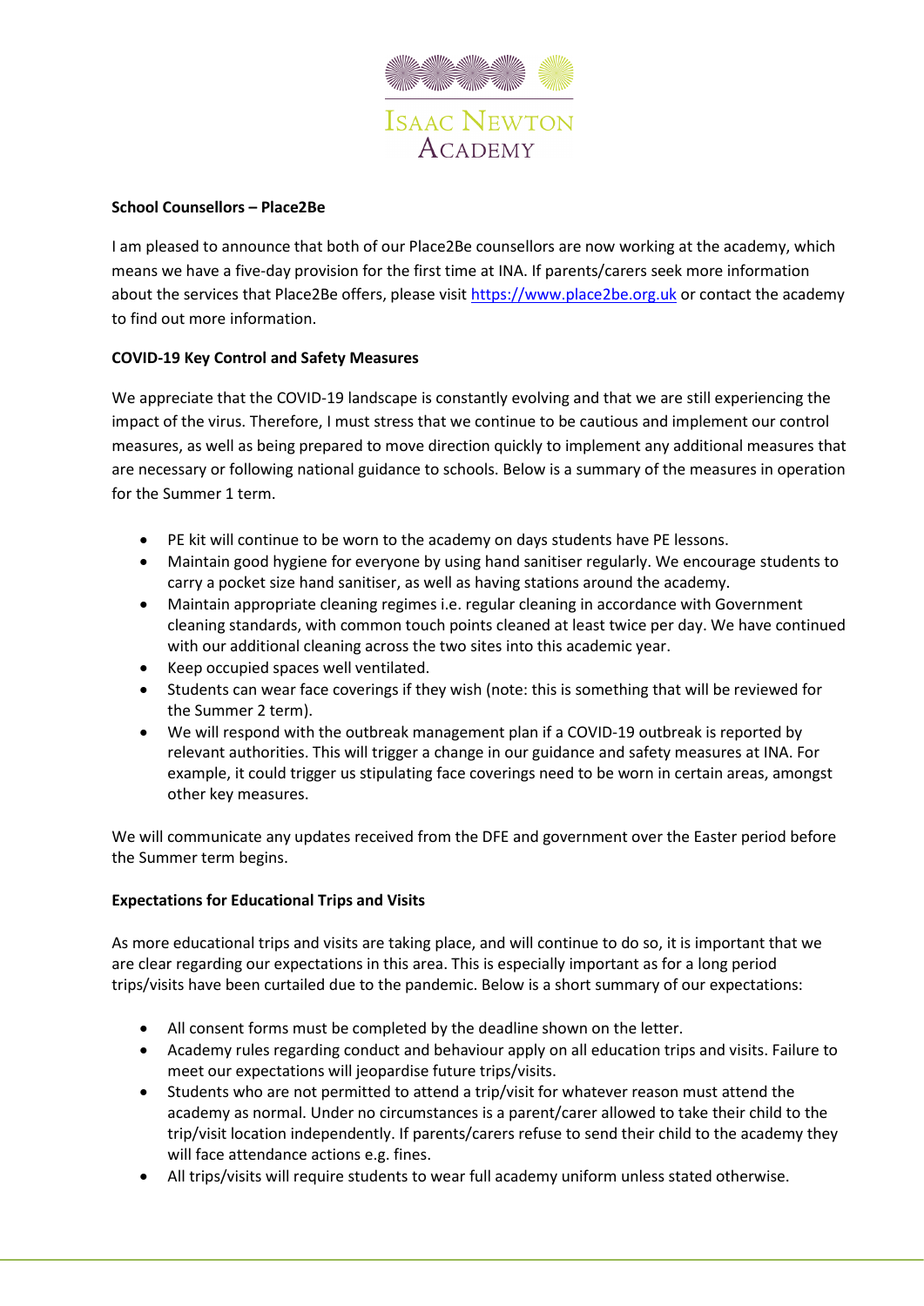**School Counsellors – Place2Be**

I am pleased to announce that both of our Place2Be counsellors are now working at the academy, which means we have a five-day provision for the first time at INA. If parents/carers seek more information about the services that Place2Be offers, please visit https://www.place2be.org.uk or contact the academy to find out more information.

**COVID-19 Key Control and Safety Measures**

We appreciate that the COVID-19 landscape is constantly evolving and that we are still experiencing the impact of the virus. Therefore, I must stress that we continue to be cautious and implement our control measures, as well as being prepared to move direction quickly to implement any additional measures that are necessary or following national guidance to schools. Below is a summary of the measures in operation for the Summer 1 term.

- PE kit will continue to be worn to the academy on days students have PE lessons.
- Maintain good hygiene for everyone by using hand sanitiser regularly. We encourage students to carry a pocket size hand sanitiser, as well as having stations around the academy.
- Maintain appropriate cleaning regimes i.e. regular cleaning in accordance with Government cleaning standards, with common touch points cleaned at least twice per day. We have continued with our additional cleaning across the two sites into this academic year.
- Keep occupied spaces well ventilated.
- Students can wear face coverings if they wish (note: this is something that will be reviewed for the Summer 2 term).
- We will respond with the outbreak management plan if a COVID-19 outbreak is reported by relevant authorities. This will trigger a change in our guidance and safety measures at INA. For example, it could trigger us stipulating face coverings need to be worn in certain areas, amongst other key measures.

We will communicate any updates received from the DFE and government over the Easter period before the Summer term begins.

**Expectations for Educational Trips and Visits**

As more educational trips and visits are taking place, and will continue to do so, it is important that we are clear regarding our expectations in this area. This is especially important as for a long period trips/visits have been curtailed due to the pandemic. Below is a short summary of our expectations:

- All consent forms must be completed by the deadline shown on the letter.
- Academy rules regarding conduct and behaviour apply on all education trips and visits. Failure to meet our expectations will jeopardise future trips/visits.
- Students who are not permitted to attend a trip/visit for whatever reason must attend the academy as normal. Under no circumstances is a parent/carer allowed to take their child to the trip/visit location independently. If parents/carers refuse to send their child to the academy they will face attendance actions e.g. fines.
- All trips/visits will require students to wear full academy uniform unless stated otherwise.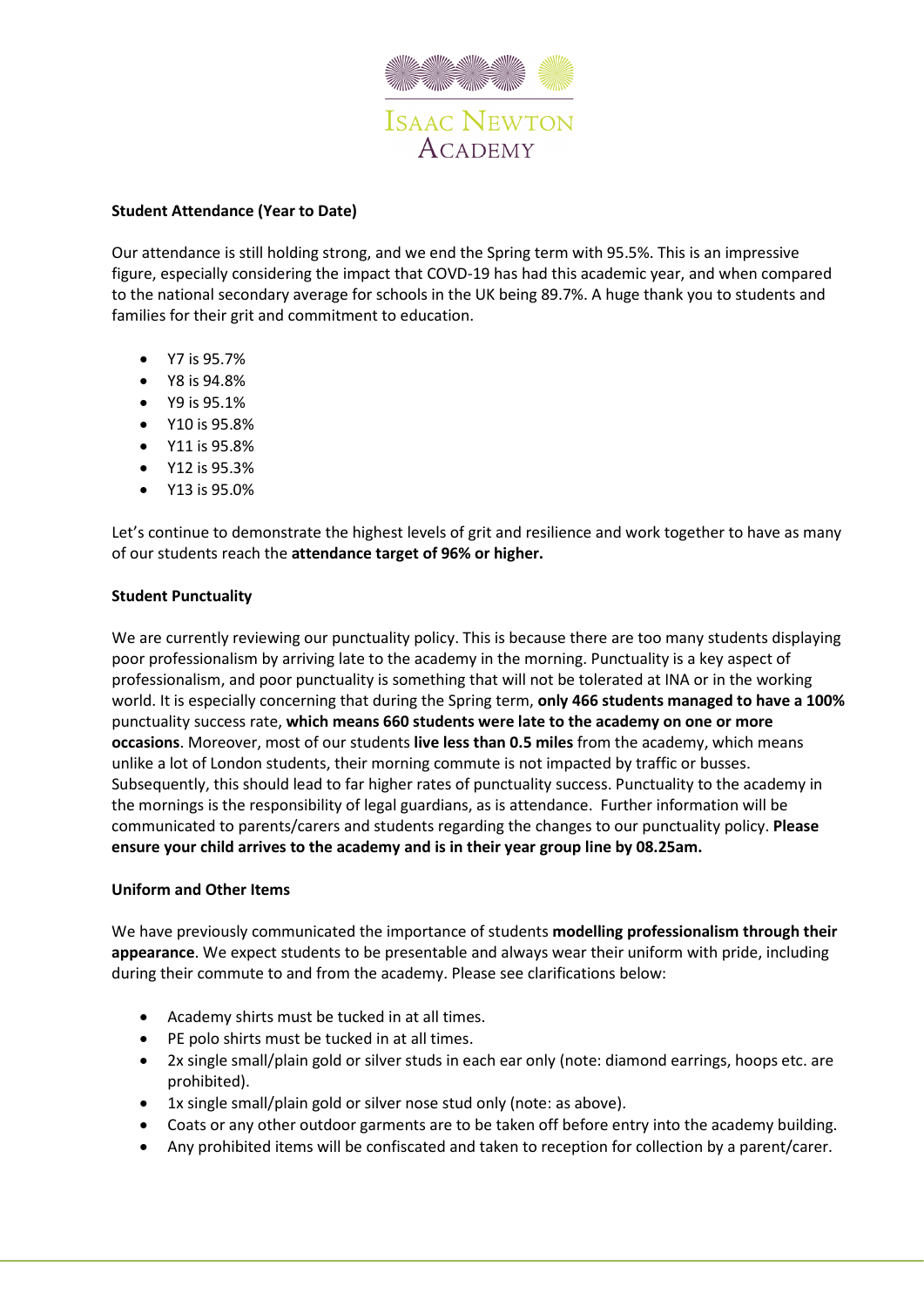**Student Attendance (Year to Date)**

Our attendance is still holding strong, and we end the Spring term with 95.5%. This is an impressive figure, especially considering the impact that COVD-19 has had this academic year, and when compared to the national secondary average for schools in the UK being 89.7%. A huge thank you to students and families for their grit and commitment to education.

- Y7 is 95.7%
- Y8 is 94.8%
- Y9 is 95.1%
- Y10 is 95.8%
- Y11 is 95.8%
- Y12 is 95.3%
- Y13 is 95.0%

Let's continue to demonstrate the highest levels of grit and resilience and work together to have as many of our students reach the **attendance target of 96% or higher.**

**Student Punctuality**

We are currently reviewing our punctuality policy. This is because there are too many students displaying poor professionalism by arriving late to the academy in the morning. Punctuality is a key aspect of professionalism, and poor punctuality is something that will not be tolerated at INA or in the working world. It is especially concerning that during the Spring term, **only 466 students managed to have a 100%** punctuality success rate, **which means 660 students were late to the academy on one or more occasions**. Moreover, most of our students **live less than 0.5 miles** from the academy, which means unlike a lot of London students, their morning commute is not impacted by traffic or busses. Subsequently, this should lead to far higher rates of punctuality success. Punctuality to the academy in the mornings is the responsibility of legal guardians, as is attendance. Further information will be communicated to parents/carers and students regarding the changes to our punctuality policy. **Please ensure your child arrives to the academy and is in their year group line by 08.25am.**

**Uniform and Other Items**

We have previously communicated the importance of students **modelling professionalism through their appearance**. We expect students to be presentable and always wear their uniform with pride, including during their commute to and from the academy. Please see clarifications below:

- Academy shirts must be tucked in at all times.
- PE polo shirts must be tucked in at all times.
- 2x single small/plain gold or silver studs in each ear only (note: diamond earrings, hoops etc. are prohibited).
- 1x single small/plain gold or silver nose stud only (note: as above).
- Coats or any other outdoor garments are to be taken off before entry into the academy building.
- Any prohibited items will be confiscated and taken to reception for collection by a parent/carer.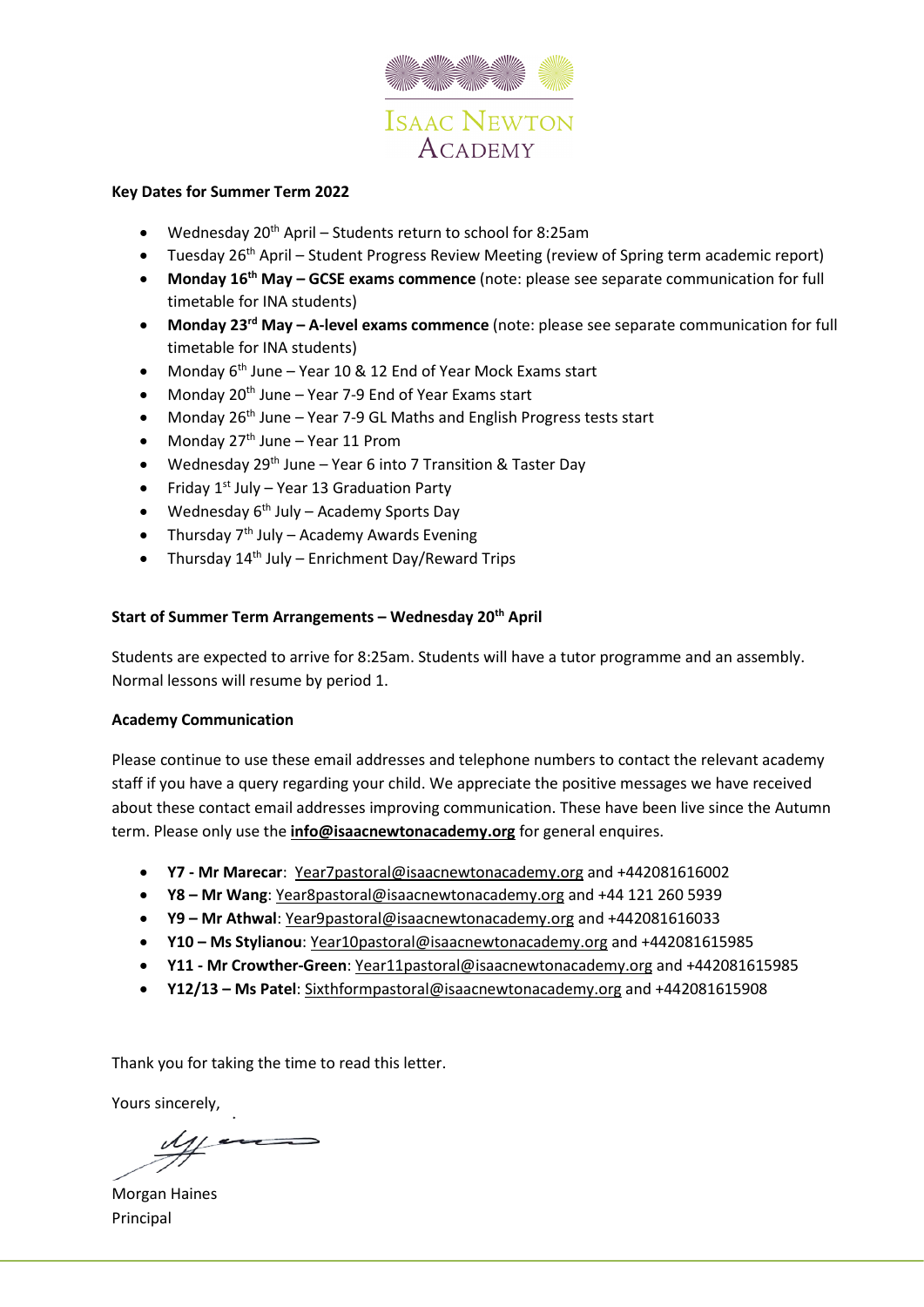Isaac Newton Academy

**Key Dates for Summer Term 2022**

- Wednesday 20th April – Students return to school for 8:25am
- Tuesday 26th April – Student Progress Review Meeting (review of Spring term academic report)
- **Monday 16th May – GCSE exams commence** (note: please see separate communication for full timetable for INA students)
- **Monday 23rd May – A-level exams commence** (note: please see separate communication for full timetable for INA students)
- Monday 6th June – Year 10 & 12 End of Year Mock Exams start
- Monday 20th June – Year 7-9 End of Year Exams start
- Monday 26th June – Year 7-9 GL Maths and English Progress tests start
- Monday 27th June – Year 11 Prom
- Wednesday 29th June – Year 6 into 7 Transition & Taster Day
- Friday 1st July – Year 13 Graduation Party
- Wednesday 6th July – Academy Sports Day
- Thursday 7th July – Academy Awards Evening
- Thursday 14th July – Enrichment Day/Reward Trips

**Start of Summer Term Arrangements – Wednesday 20th April**

Students are expected to arrive for 8:25am. Students will have a tutor programme and an assembly. Normal lessons will resume by period 1.

**Academy Communication**

Please continue to use these email addresses and telephone numbers to contact the relevant academy staff if you have a query regarding your child. We appreciate the positive messages we have received about these contact email addresses improving communication. These have been live since the Autumn term. Please only use the **info@isaacnewtonacademy.org** for general enquires.

- **Y7 - Mr Marecar**: Year7pastoral@isaacnewtonacademy.org and +442081616002
- **Y8 – Mr Wang**: Year8pastoral@isaacnewtonacademy.org and +44 121 260 5939
- **Y9 – Mr Athwal**: Year9pastoral@isaacnewtonacademy.org and +442081616033
- **Y10 – Ms Stylianou**: Year10pastoral@isaacnewtonacademy.org and +442081615985
- **Y11 - Mr Crowther-Green**: Year11pastoral@isaacnewtonacademy.org and +442081615985
- **Y12/13 – Ms Patel**: Sixthformpastoral@isaacnewtonacademy.org and +442081615908

Thank you for taking the time to read this letter.

Yours sincerely,

Morgan Haines
Principal